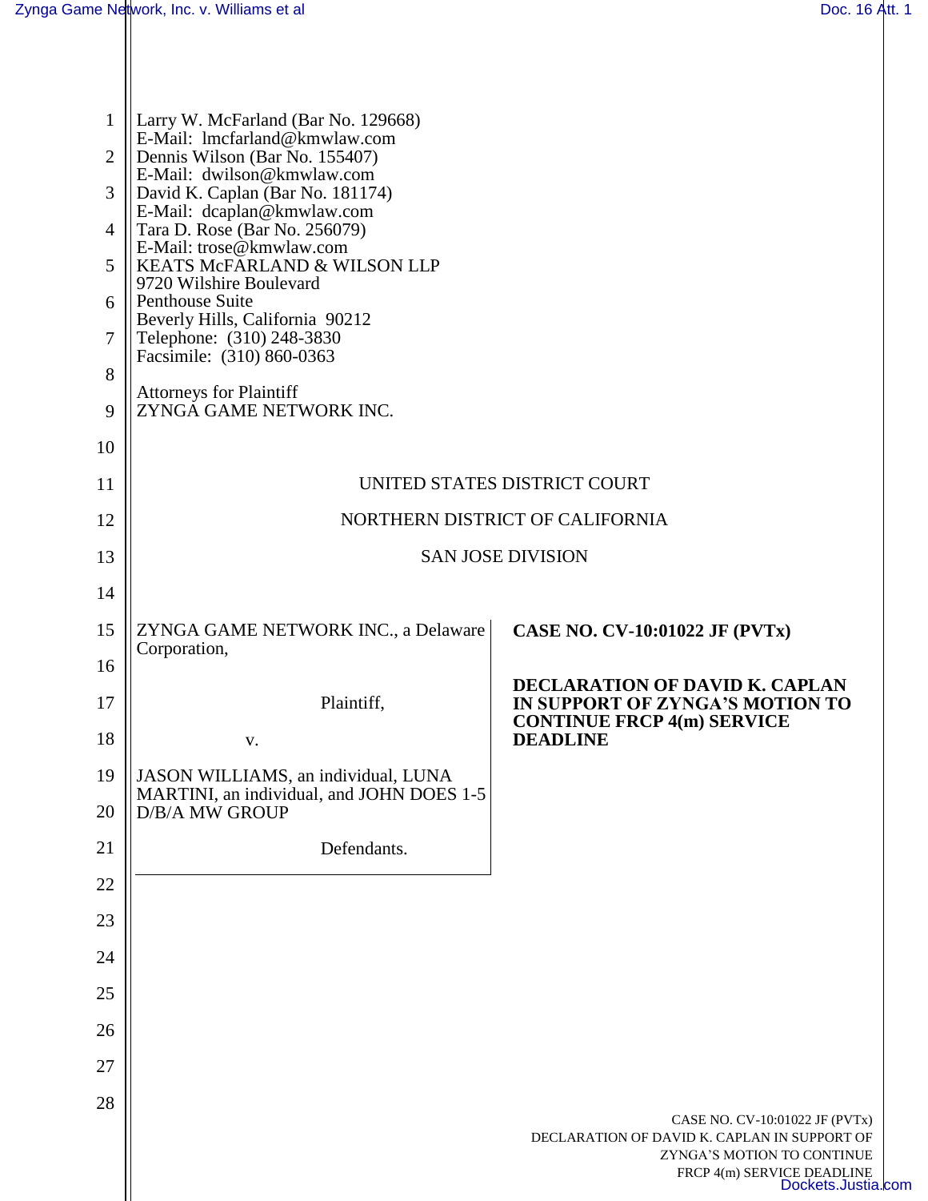Larry W. McFarland (Bar No. 129668)
E-Mail: lmcfarland@kmwlaw.com
Dennis Wilson (Bar No. 155407)
E-Mail: dwilson@kmwlaw.com
David K. Caplan (Bar No. 181174)
E-Mail: dcaplan@kmwlaw.com
Tara D. Rose (Bar No. 256079)
E-Mail: trose@kmwlaw.com
KEATS McFARLAND & WILSON LLP
9720 Wilshire Boulevard
Penthouse Suite
Beverly Hills, California 90212
Telephone: (310) 248-3830
Facsimile: (310) 860-0363

Attorneys for Plaintiff
ZYNGA GAME NETWORK INC.

UNITED STATES DISTRICT COURT

NORTHERN DISTRICT OF CALIFORNIA

SAN JOSE DIVISION

ZYNGA GAME NETWORK INC., a Delaware Corporation,

Plaintiff,

v.

JASON WILLIAMS, an individual, LUNA MARTINI, an individual, and JOHN DOES 1-5 D/B/A MW GROUP

Defendants.

**CASE NO. CV-10:01022 JF (PVTx)**

**DECLARATION OF DAVID K. CAPLAN IN SUPPORT OF ZYNGA'S MOTION TO CONTINUE FRCP 4(m) SERVICE DEADLINE**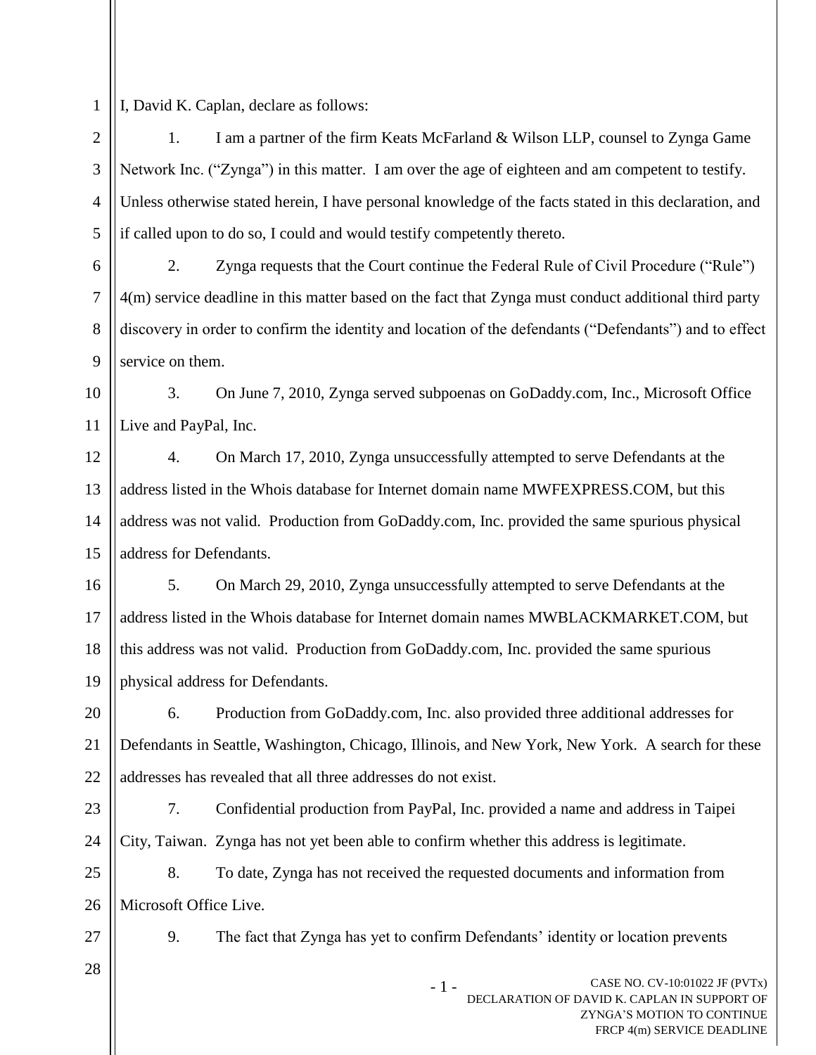I, David K. Caplan, declare as follows:

1. I am a partner of the firm Keats McFarland & Wilson LLP, counsel to Zynga Game Network Inc. ("Zynga") in this matter. I am over the age of eighteen and am competent to testify. Unless otherwise stated herein, I have personal knowledge of the facts stated in this declaration, and if called upon to do so, I could and would testify competently thereto.

2. Zynga requests that the Court continue the Federal Rule of Civil Procedure ("Rule") 4(m) service deadline in this matter based on the fact that Zynga must conduct additional third party discovery in order to confirm the identity and location of the defendants ("Defendants") and to effect service on them.

3. On June 7, 2010, Zynga served subpoenas on GoDaddy.com, Inc., Microsoft Office Live and PayPal, Inc.

4. On March 17, 2010, Zynga unsuccessfully attempted to serve Defendants at the address listed in the Whois database for Internet domain name MWFEXPRESS.COM, but this address was not valid. Production from GoDaddy.com, Inc. provided the same spurious physical address for Defendants.

5. On March 29, 2010, Zynga unsuccessfully attempted to serve Defendants at the address listed in the Whois database for Internet domain names MWBLACKMARKET.COM, but this address was not valid. Production from GoDaddy.com, Inc. provided the same spurious physical address for Defendants.

6. Production from GoDaddy.com, Inc. also provided three additional addresses for Defendants in Seattle, Washington, Chicago, Illinois, and New York, New York. A search for these addresses has revealed that all three addresses do not exist.

7. Confidential production from PayPal, Inc. provided a name and address in Taipei City, Taiwan. Zynga has not yet been able to confirm whether this address is legitimate.

8. To date, Zynga has not received the requested documents and information from Microsoft Office Live.

9. The fact that Zynga has yet to confirm Defendants' identity or location prevents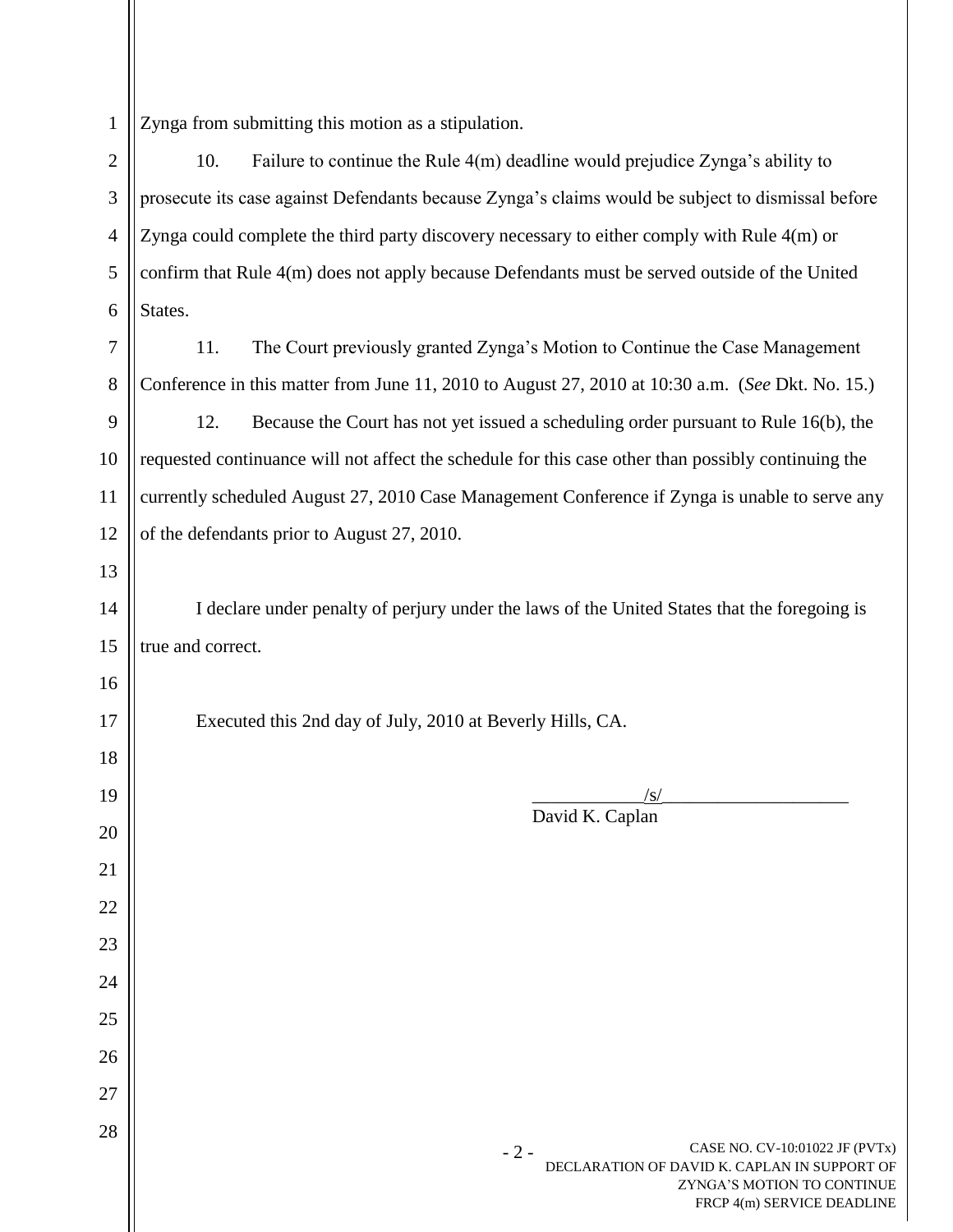Zynga from submitting this motion as a stipulation.

10. Failure to continue the Rule 4(m) deadline would prejudice Zynga's ability to prosecute its case against Defendants because Zynga's claims would be subject to dismissal before Zynga could complete the third party discovery necessary to either comply with Rule 4(m) or confirm that Rule 4(m) does not apply because Defendants must be served outside of the United States.

11. The Court previously granted Zynga's Motion to Continue the Case Management Conference in this matter from June 11, 2010 to August 27, 2010 at 10:30 a.m. (*See* Dkt. No. 15.)

12. Because the Court has not yet issued a scheduling order pursuant to Rule 16(b), the requested continuance will not affect the schedule for this case other than possibly continuing the currently scheduled August 27, 2010 Case Management Conference if Zynga is unable to serve any of the defendants prior to August 27, 2010.

I declare under penalty of perjury under the laws of the United States that the foregoing is true and correct.

Executed this 2nd day of July, 2010 at Beverly Hills, CA.

/s/
David K. Caplan

CASE NO. CV-10:01022 JF (PVTx)
DECLARATION OF DAVID K. CAPLAN IN SUPPORT OF ZYNGA'S MOTION TO CONTINUE FRCP 4(m) SERVICE DEADLINE